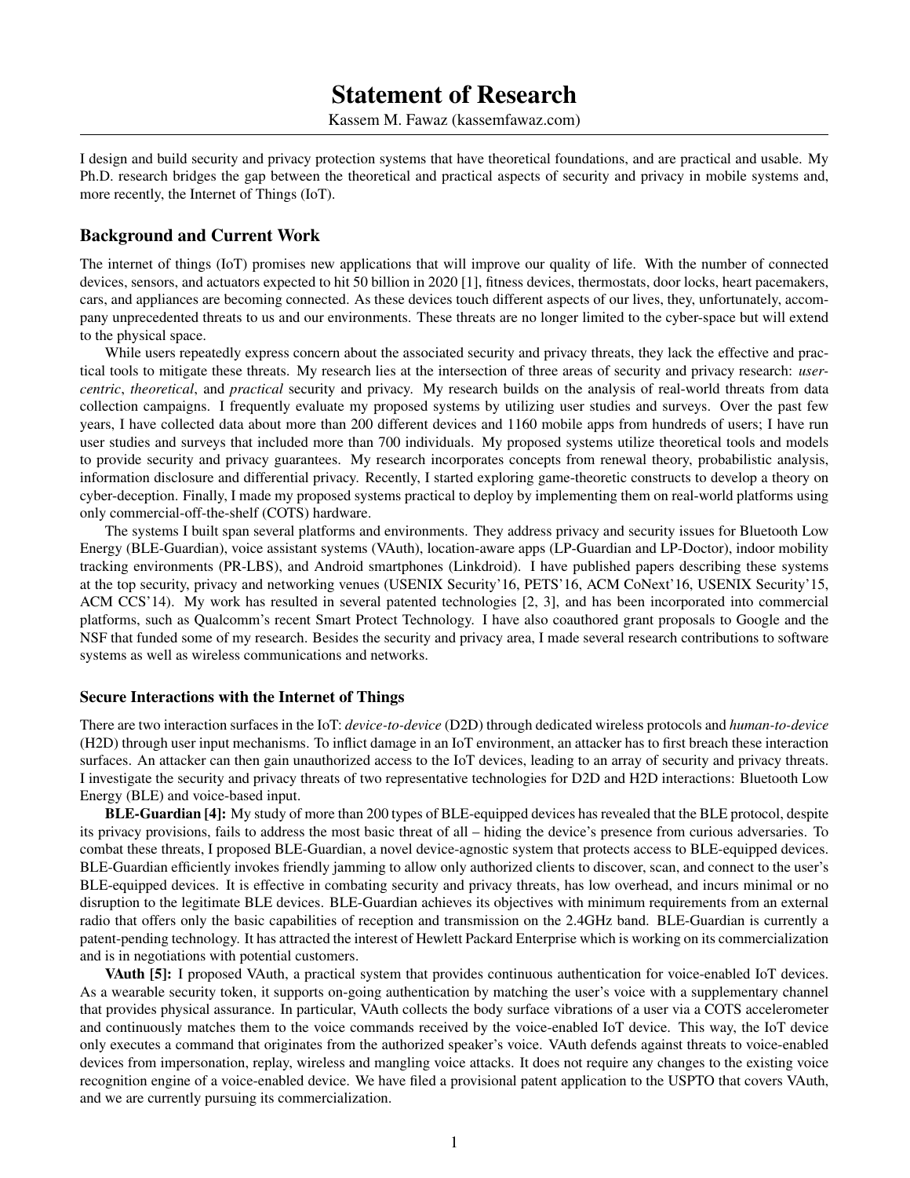# Statement of Research

Kassem M. Fawaz (kassemfawaz.com)

I design and build security and privacy protection systems that have theoretical foundations, and are practical and usable. My Ph.D. research bridges the gap between the theoretical and practical aspects of security and privacy in mobile systems and, more recently, the Internet of Things (IoT).

## Background and Current Work

The internet of things (IoT) promises new applications that will improve our quality of life. With the number of connected devices, sensors, and actuators expected to hit 50 billion in 2020 [1], fitness devices, thermostats, door locks, heart pacemakers, cars, and appliances are becoming connected. As these devices touch different aspects of our lives, they, unfortunately, accompany unprecedented threats to us and our environments. These threats are no longer limited to the cyber-space but will extend to the physical space.

While users repeatedly express concern about the associated security and privacy threats, they lack the effective and practical tools to mitigate these threats. My research lies at the intersection of three areas of security and privacy research: *user-centric*, *theoretical*, and *practical* security and privacy. My research builds on the analysis of real-world threats from data collection campaigns. I frequently evaluate my proposed systems by utilizing user studies and surveys. Over the past few years, I have collected data about more than 200 different devices and 1160 mobile apps from hundreds of users; I have run user studies and surveys that included more than 700 individuals. My proposed systems utilize theoretical tools and models to provide security and privacy guarantees. My research incorporates concepts from renewal theory, probabilistic analysis, information disclosure and differential privacy. Recently, I started exploring game-theoretic constructs to develop a theory on cyber-deception. Finally, I made my proposed systems practical to deploy by implementing them on real-world platforms using only commercial-off-the-shelf (COTS) hardware.

The systems I built span several platforms and environments. They address privacy and security issues for Bluetooth Low Energy (BLE-Guardian), voice assistant systems (VAuth), location-aware apps (LP-Guardian and LP-Doctor), indoor mobility tracking environments (PR-LBS), and Android smartphones (Linkdroid). I have published papers describing these systems at the top security, privacy and networking venues (USENIX Security'16, PETS'16, ACM CoNext'16, USENIX Security'15, ACM CCS'14). My work has resulted in several patented technologies [2, 3], and has been incorporated into commercial platforms, such as Qualcomm's recent Smart Protect Technology. I have also coauthored grant proposals to Google and the NSF that funded some of my research. Besides the security and privacy area, I made several research contributions to software systems as well as wireless communications and networks.

### Secure Interactions with the Internet of Things

There are two interaction surfaces in the IoT: *device-to-device* (D2D) through dedicated wireless protocols and *human-to-device* (H2D) through user input mechanisms. To inflict damage in an IoT environment, an attacker has to first breach these interaction surfaces. An attacker can then gain unauthorized access to the IoT devices, leading to an array of security and privacy threats. I investigate the security and privacy threats of two representative technologies for D2D and H2D interactions: Bluetooth Low Energy (BLE) and voice-based input.

**BLE-Guardian [4]:** My study of more than 200 types of BLE-equipped devices has revealed that the BLE protocol, despite its privacy provisions, fails to address the most basic threat of all – hiding the device's presence from curious adversaries. To combat these threats, I proposed BLE-Guardian, a novel device-agnostic system that protects access to BLE-equipped devices. BLE-Guardian efficiently invokes friendly jamming to allow only authorized clients to discover, scan, and connect to the user's BLE-equipped devices. It is effective in combating security and privacy threats, has low overhead, and incurs minimal or no disruption to the legitimate BLE devices. BLE-Guardian achieves its objectives with minimum requirements from an external radio that offers only the basic capabilities of reception and transmission on the 2.4GHz band. BLE-Guardian is currently a patent-pending technology. It has attracted the interest of Hewlett Packard Enterprise which is working on its commercialization and is in negotiations with potential customers.

**VAuth [5]:** I proposed VAuth, a practical system that provides continuous authentication for voice-enabled IoT devices. As a wearable security token, it supports on-going authentication by matching the user's voice with a supplementary channel that provides physical assurance. In particular, VAuth collects the body surface vibrations of a user via a COTS accelerometer and continuously matches them to the voice commands received by the voice-enabled IoT device. This way, the IoT device only executes a command that originates from the authorized speaker's voice. VAuth defends against threats to voice-enabled devices from impersonation, replay, wireless and mangling voice attacks. It does not require any changes to the existing voice recognition engine of a voice-enabled device. We have filed a provisional patent application to the USPTO that covers VAuth, and we are currently pursuing its commercialization.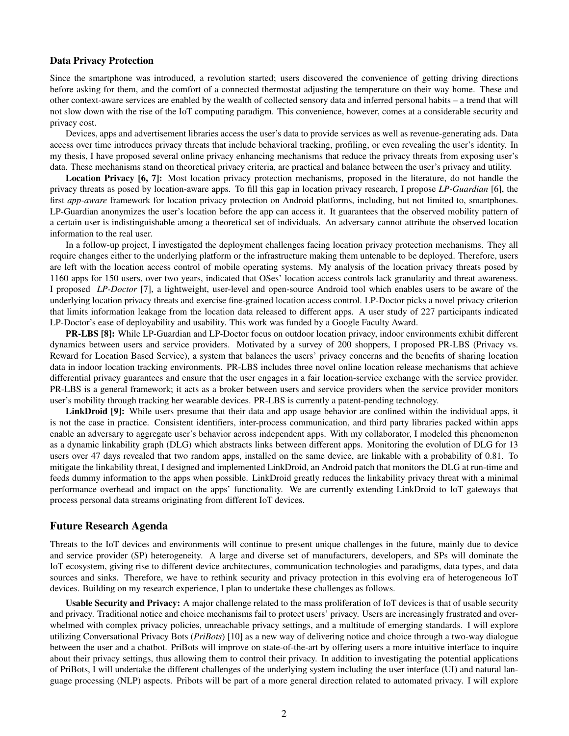### Data Privacy Protection

Since the smartphone was introduced, a revolution started; users discovered the convenience of getting driving directions before asking for them, and the comfort of a connected thermostat adjusting the temperature on their way home. These and other context-aware services are enabled by the wealth of collected sensory data and inferred personal habits – a trend that will not slow down with the rise of the IoT computing paradigm. This convenience, however, comes at a considerable security and privacy cost.

Devices, apps and advertisement libraries access the user's data to provide services as well as revenue-generating ads. Data access over time introduces privacy threats that include behavioral tracking, profiling, or even revealing the user's identity. In my thesis, I have proposed several online privacy enhancing mechanisms that reduce the privacy threats from exposing user's data. These mechanisms stand on theoretical privacy criteria, are practical and balance between the user's privacy and utility.

**Location Privacy [6, 7]:** Most location privacy protection mechanisms, proposed in the literature, do not handle the privacy threats as posed by location-aware apps. To fill this gap in location privacy research, I propose *LP-Guardian* [6], the first *app-aware* framework for location privacy protection on Android platforms, including, but not limited to, smartphones. LP-Guardian anonymizes the user's location before the app can access it. It guarantees that the observed mobility pattern of a certain user is indistinguishable among a theoretical set of individuals. An adversary cannot attribute the observed location information to the real user.

In a follow-up project, I investigated the deployment challenges facing location privacy protection mechanisms. They all require changes either to the underlying platform or the infrastructure making them untenable to be deployed. Therefore, users are left with the location access control of mobile operating systems. My analysis of the location privacy threats posed by 1160 apps for 150 users, over two years, indicated that OSes' location access controls lack granularity and threat awareness. I proposed *LP-Doctor* [7], a lightweight, user-level and open-source Android tool which enables users to be aware of the underlying location privacy threats and exercise fine-grained location access control. LP-Doctor picks a novel privacy criterion that limits information leakage from the location data released to different apps. A user study of 227 participants indicated LP-Doctor's ease of deployability and usability. This work was funded by a Google Faculty Award.

**PR-LBS [8]:** While LP-Guardian and LP-Doctor focus on outdoor location privacy, indoor environments exhibit different dynamics between users and service providers. Motivated by a survey of 200 shoppers, I proposed PR-LBS (Privacy vs. Reward for Location Based Service), a system that balances the users' privacy concerns and the benefits of sharing location data in indoor location tracking environments. PR-LBS includes three novel online location release mechanisms that achieve differential privacy guarantees and ensure that the user engages in a fair location-service exchange with the service provider. PR-LBS is a general framework; it acts as a broker between users and service providers when the service provider monitors user's mobility through tracking her wearable devices. PR-LBS is currently a patent-pending technology.

**LinkDroid [9]:** While users presume that their data and app usage behavior are confined within the individual apps, it is not the case in practice. Consistent identifiers, inter-process communication, and third party libraries packed within apps enable an adversary to aggregate user's behavior across independent apps. With my collaborator, I modeled this phenomenon as a dynamic linkability graph (DLG) which abstracts links between different apps. Monitoring the evolution of DLG for 13 users over 47 days revealed that two random apps, installed on the same device, are linkable with a probability of 0.81. To mitigate the linkability threat, I designed and implemented LinkDroid, an Android patch that monitors the DLG at run-time and feeds dummy information to the apps when possible. LinkDroid greatly reduces the linkability privacy threat with a minimal performance overhead and impact on the apps' functionality. We are currently extending LinkDroid to IoT gateways that process personal data streams originating from different IoT devices.

## Future Research Agenda

Threats to the IoT devices and environments will continue to present unique challenges in the future, mainly due to device and service provider (SP) heterogeneity. A large and diverse set of manufacturers, developers, and SPs will dominate the IoT ecosystem, giving rise to different device architectures, communication technologies and paradigms, data types, and data sources and sinks. Therefore, we have to rethink security and privacy protection in this evolving era of heterogeneous IoT devices. Building on my research experience, I plan to undertake these challenges as follows.

**Usable Security and Privacy:** A major challenge related to the mass proliferation of IoT devices is that of usable security and privacy. Traditional notice and choice mechanisms fail to protect users' privacy. Users are increasingly frustrated and overwhelmed with complex privacy policies, unreachable privacy settings, and a multitude of emerging standards. I will explore utilizing Conversational Privacy Bots (*PriBots*) [10] as a new way of delivering notice and choice through a two-way dialogue between the user and a chatbot. PriBots will improve on state-of-the-art by offering users a more intuitive interface to inquire about their privacy settings, thus allowing them to control their privacy. In addition to investigating the potential applications of PriBots, I will undertake the different challenges of the underlying system including the user interface (UI) and natural language processing (NLP) aspects. Pribots will be part of a more general direction related to automated privacy. I will explore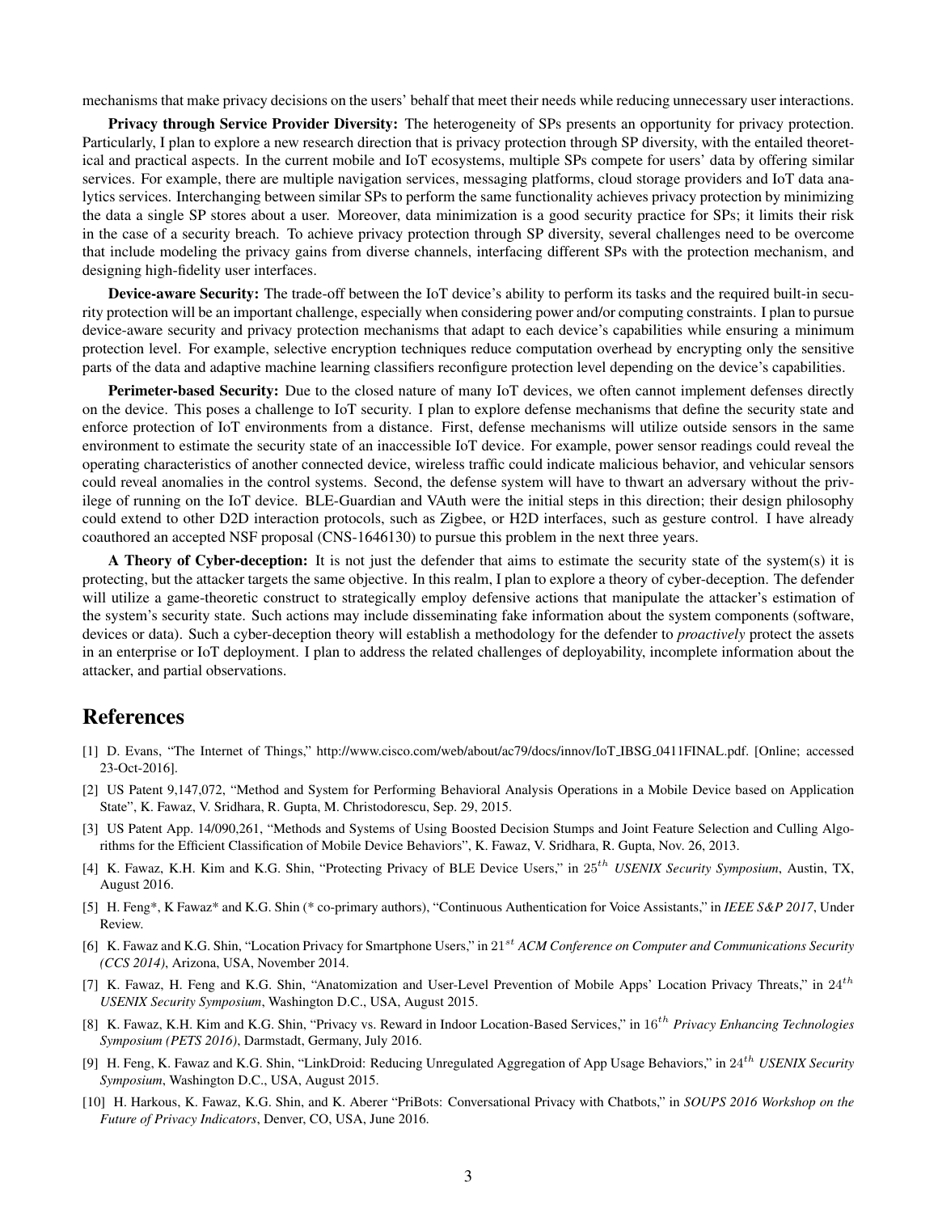mechanisms that make privacy decisions on the users' behalf that meet their needs while reducing unnecessary user interactions.

**Privacy through Service Provider Diversity:** The heterogeneity of SPs presents an opportunity for privacy protection. Particularly, I plan to explore a new research direction that is privacy protection through SP diversity, with the entailed theoretical and practical aspects. In the current mobile and IoT ecosystems, multiple SPs compete for users' data by offering similar services. For example, there are multiple navigation services, messaging platforms, cloud storage providers and IoT data analytics services. Interchanging between similar SPs to perform the same functionality achieves privacy protection by minimizing the data a single SP stores about a user. Moreover, data minimization is a good security practice for SPs; it limits their risk in the case of a security breach. To achieve privacy protection through SP diversity, several challenges need to be overcome that include modeling the privacy gains from diverse channels, interfacing different SPs with the protection mechanism, and designing high-fidelity user interfaces.

**Device-aware Security:** The trade-off between the IoT device's ability to perform its tasks and the required built-in security protection will be an important challenge, especially when considering power and/or computing constraints. I plan to pursue device-aware security and privacy protection mechanisms that adapt to each device's capabilities while ensuring a minimum protection level. For example, selective encryption techniques reduce computation overhead by encrypting only the sensitive parts of the data and adaptive machine learning classifiers reconfigure protection level depending on the device's capabilities.

**Perimeter-based Security:** Due to the closed nature of many IoT devices, we often cannot implement defenses directly on the device. This poses a challenge to IoT security. I plan to explore defense mechanisms that define the security state and enforce protection of IoT environments from a distance. First, defense mechanisms will utilize outside sensors in the same environment to estimate the security state of an inaccessible IoT device. For example, power sensor readings could reveal the operating characteristics of another connected device, wireless traffic could indicate malicious behavior, and vehicular sensors could reveal anomalies in the control systems. Second, the defense system will have to thwart an adversary without the privilege of running on the IoT device. BLE-Guardian and VAuth were the initial steps in this direction; their design philosophy could extend to other D2D interaction protocols, such as Zigbee, or H2D interfaces, such as gesture control. I have already coauthored an accepted NSF proposal (CNS-1646130) to pursue this problem in the next three years.

**A Theory of Cyber-deception:** It is not just the defender that aims to estimate the security state of the system(s) it is protecting, but the attacker targets the same objective. In this realm, I plan to explore a theory of cyber-deception. The defender will utilize a game-theoretic construct to strategically employ defensive actions that manipulate the attacker's estimation of the system's security state. Such actions may include disseminating fake information about the system components (software, devices or data). Such a cyber-deception theory will establish a methodology for the defender to *proactively* protect the assets in an enterprise or IoT deployment. I plan to address the related challenges of deployability, incomplete information about the attacker, and partial observations.

# References

[1] D. Evans, "The Internet of Things," http://www.cisco.com/web/about/ac79/docs/innov/IoT_IBSG_0411FINAL.pdf. [Online; accessed 23-Oct-2016].

[2] US Patent 9,147,072, "Method and System for Performing Behavioral Analysis Operations in a Mobile Device based on Application State", K. Fawaz, V. Sridhara, R. Gupta, M. Christodorescu, Sep. 29, 2015.

[3] US Patent App. 14/090,261, "Methods and Systems of Using Boosted Decision Stumps and Joint Feature Selection and Culling Algorithms for the Efficient Classification of Mobile Device Behaviors", K. Fawaz, V. Sridhara, R. Gupta, Nov. 26, 2013.

[4] K. Fawaz, K.H. Kim and K.G. Shin, "Protecting Privacy of BLE Device Users," in $25^{th}$ *USENIX Security Symposium*, Austin, TX, August 2016.

[5] H. Feng*, K Fawaz* and K.G. Shin (* co-primary authors), "Continuous Authentication for Voice Assistants," in *IEEE S&P 2017*, Under Review.

[6] K. Fawaz and K.G. Shin, "Location Privacy for Smartphone Users," in $21^{st}$ *ACM Conference on Computer and Communications Security (CCS 2014)*, Arizona, USA, November 2014.

[7] K. Fawaz, H. Feng and K.G. Shin, "Anatomization and User-Level Prevention of Mobile Apps' Location Privacy Threats," in $24^{th}$ *USENIX Security Symposium*, Washington D.C., USA, August 2015.

[8] K. Fawaz, K.H. Kim and K.G. Shin, "Privacy vs. Reward in Indoor Location-Based Services," in $16^{th}$ *Privacy Enhancing Technologies Symposium (PETS 2016)*, Darmstadt, Germany, July 2016.

[9] H. Feng, K. Fawaz and K.G. Shin, "LinkDroid: Reducing Unregulated Aggregation of App Usage Behaviors," in $24^{th}$ *USENIX Security Symposium*, Washington D.C., USA, August 2015.

[10] H. Harkous, K. Fawaz, K.G. Shin, and K. Aberer "PriBots: Conversational Privacy with Chatbots," in *SOUPS 2016 Workshop on the Future of Privacy Indicators*, Denver, CO, USA, June 2016.